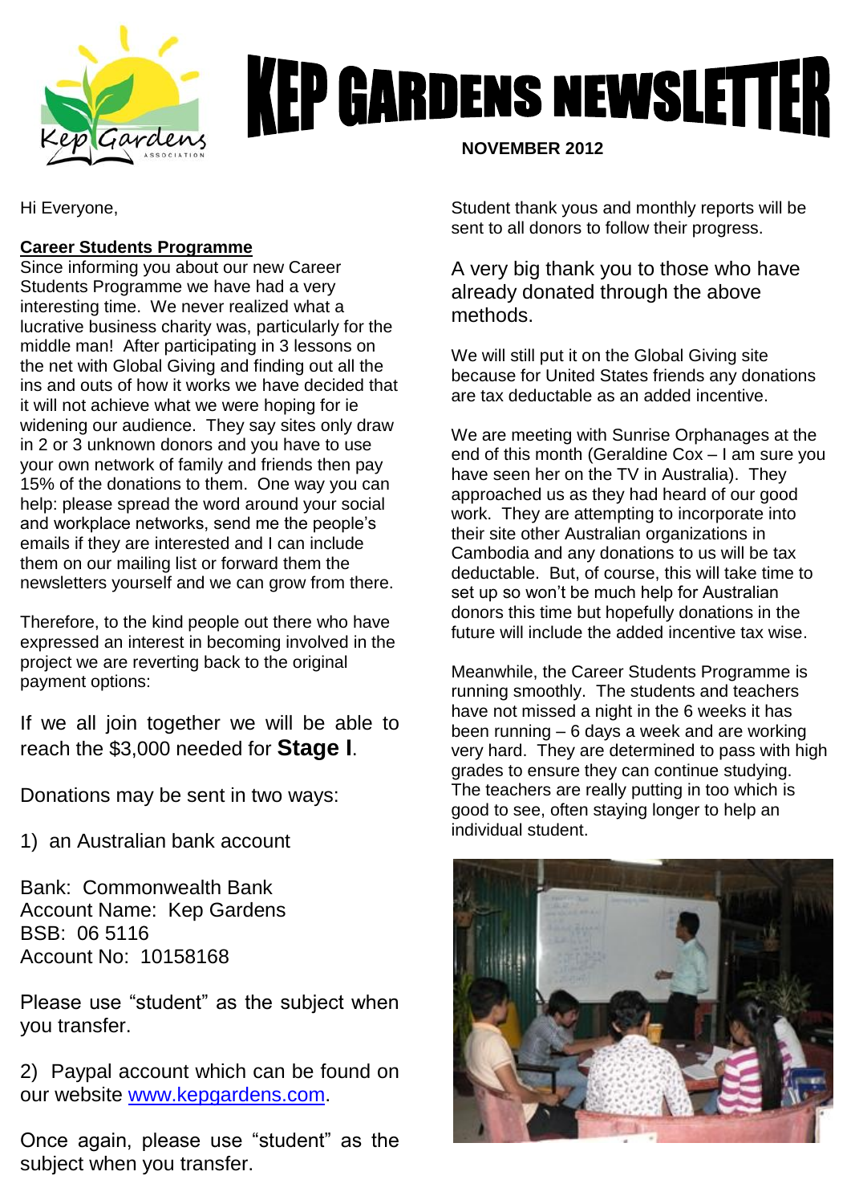# KEP GARDENS NEWSLETTER

**NOVEMBER 2012**

Hi Everyone,

**Career Students Programme**

Since informing you about our new Career Students Programme we have had a very interesting time. We never realized what a lucrative business charity was, particularly for the middle man! After participating in 3 lessons on the net with Global Giving and finding out all the ins and outs of how it works we have decided that it will not achieve what we were hoping for ie widening our audience. They say sites only draw in 2 or 3 unknown donors and you have to use your own network of family and friends then pay 15% of the donations to them. One way you can help: please spread the word around your social and workplace networks, send me the people's emails if they are interested and I can include them on our mailing list or forward them the newsletters yourself and we can grow from there.

Therefore, to the kind people out there who have expressed an interest in becoming involved in the project we are reverting back to the original payment options:

If we all join together we will be able to reach the $3,000 needed for **Stage I**.

Donations may be sent in two ways:

1) an Australian bank account

Bank: Commonwealth Bank
Account Name: Kep Gardens
BSB: 06 5116
Account No: 10158168

Please use "student" as the subject when you transfer.

2) Paypal account which can be found on our website www.kepgardens.com.

Once again, please use "student" as the subject when you transfer.

Student thank yous and monthly reports will be sent to all donors to follow their progress.

A very big thank you to those who have already donated through the above methods.

We will still put it on the Global Giving site because for United States friends any donations are tax deductable as an added incentive.

We are meeting with Sunrise Orphanages at the end of this month (Geraldine Cox – I am sure you have seen her on the TV in Australia). They approached us as they had heard of our good work. They are attempting to incorporate into their site other Australian organizations in Cambodia and any donations to us will be tax deductable. But, of course, this will take time to set up so won't be much help for Australian donors this time but hopefully donations in the future will include the added incentive tax wise.

Meanwhile, the Career Students Programme is running smoothly. The students and teachers have not missed a night in the 6 weeks it has been running – 6 days a week and are working very hard. They are determined to pass with high grades to ensure they can continue studying. The teachers are really putting in too which is good to see, often staying longer to help an individual student.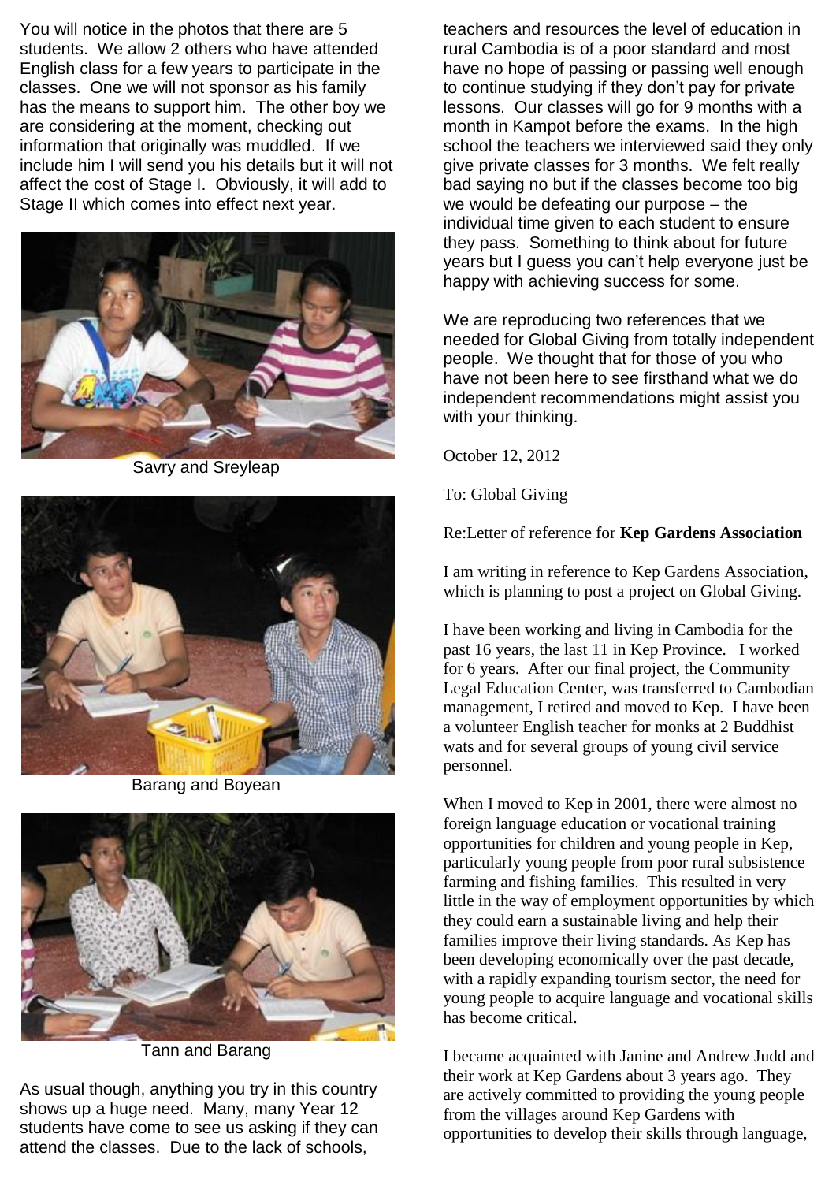You will notice in the photos that there are 5 students. We allow 2 others who have attended English class for a few years to participate in the classes. One we will not sponsor as his family has the means to support him. The other boy we are considering at the moment, checking out information that originally was muddled. If we include him I will send you his details but it will not affect the cost of Stage I. Obviously, it will add to Stage II which comes into effect next year.

Savry and Sreyleap

Barang and Boyean

Tann and Barang

As usual though, anything you try in this country shows up a huge need. Many, many Year 12 students have come to see us asking if they can attend the classes. Due to the lack of schools, teachers and resources the level of education in rural Cambodia is of a poor standard and most have no hope of passing or passing well enough to continue studying if they don't pay for private lessons. Our classes will go for 9 months with a month in Kampot before the exams. In the high school the teachers we interviewed said they only give private classes for 3 months. We felt really bad saying no but if the classes become too big we would be defeating our purpose – the individual time given to each student to ensure they pass. Something to think about for future years but I guess you can't help everyone just be happy with achieving success for some.

We are reproducing two references that we needed for Global Giving from totally independent people. We thought that for those of you who have not been here to see firsthand what we do independent recommendations might assist you with your thinking.

October 12, 2012

To: Global Giving

Re:Letter of reference for **Kep Gardens Association**

I am writing in reference to Kep Gardens Association, which is planning to post a project on Global Giving.

I have been working and living in Cambodia for the past 16 years, the last 11 in Kep Province. I worked for 6 years. After our final project, the Community Legal Education Center, was transferred to Cambodian management, I retired and moved to Kep. I have been a volunteer English teacher for monks at 2 Buddhist wats and for several groups of young civil service personnel.

When I moved to Kep in 2001, there were almost no foreign language education or vocational training opportunities for children and young people in Kep, particularly young people from poor rural subsistence farming and fishing families. This resulted in very little in the way of employment opportunities by which they could earn a sustainable living and help their families improve their living standards. As Kep has been developing economically over the past decade, with a rapidly expanding tourism sector, the need for young people to acquire language and vocational skills has become critical.

I became acquainted with Janine and Andrew Judd and their work at Kep Gardens about 3 years ago. They are actively committed to providing the young people from the villages around Kep Gardens with opportunities to develop their skills through language,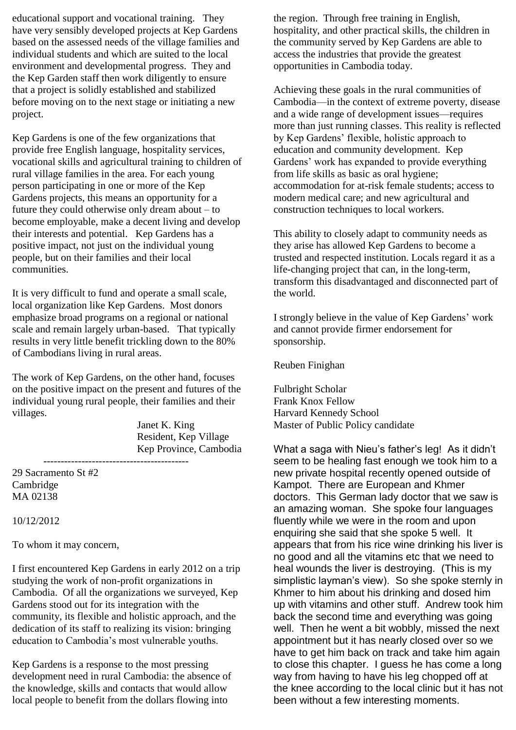educational support and vocational training. They have very sensibly developed projects at Kep Gardens based on the assessed needs of the village families and individual students and which are suited to the local environment and developmental progress. They and the Kep Garden staff then work diligently to ensure that a project is solidly established and stabilized before moving on to the next stage or initiating a new project.

Kep Gardens is one of the few organizations that provide free English language, hospitality services, vocational skills and agricultural training to children of rural village families in the area. For each young person participating in one or more of the Kep Gardens projects, this means an opportunity for a future they could otherwise only dream about – to become employable, make a decent living and develop their interests and potential. Kep Gardens has a positive impact, not just on the individual young people, but on their families and their local communities.

It is very difficult to fund and operate a small scale, local organization like Kep Gardens. Most donors emphasize broad programs on a regional or national scale and remain largely urban-based. That typically results in very little benefit trickling down to the 80% of Cambodians living in rural areas.

The work of Kep Gardens, on the other hand, focuses on the positive impact on the present and futures of the individual young rural people, their families and their villages.

Janet K. King
Resident, Kep Village
Kep Province, Cambodia

-----------------------------------------

29 Sacramento St #2
Cambridge
MA 02138

10/12/2012

To whom it may concern,

I first encountered Kep Gardens in early 2012 on a trip studying the work of non-profit organizations in Cambodia. Of all the organizations we surveyed, Kep Gardens stood out for its integration with the community, its flexible and holistic approach, and the dedication of its staff to realizing its vision: bringing education to Cambodia's most vulnerable youths.

Kep Gardens is a response to the most pressing development need in rural Cambodia: the absence of the knowledge, skills and contacts that would allow local people to benefit from the dollars flowing into the region. Through free training in English, hospitality, and other practical skills, the children in the community served by Kep Gardens are able to access the industries that provide the greatest opportunities in Cambodia today.

Achieving these goals in the rural communities of Cambodia—in the context of extreme poverty, disease and a wide range of development issues—requires more than just running classes. This reality is reflected by Kep Gardens' flexible, holistic approach to education and community development. Kep Gardens' work has expanded to provide everything from life skills as basic as oral hygiene; accommodation for at-risk female students; access to modern medical care; and new agricultural and construction techniques to local workers.

This ability to closely adapt to community needs as they arise has allowed Kep Gardens to become a trusted and respected institution. Locals regard it as a life-changing project that can, in the long-term, transform this disadvantaged and disconnected part of the world.

I strongly believe in the value of Kep Gardens' work and cannot provide firmer endorsement for sponsorship.

Reuben Finighan

Fulbright Scholar
Frank Knox Fellow
Harvard Kennedy School
Master of Public Policy candidate

What a saga with Nieu's father's leg! As it didn't seem to be healing fast enough we took him to a new private hospital recently opened outside of Kampot. There are European and Khmer doctors. This German lady doctor that we saw is an amazing woman. She spoke four languages fluently while we were in the room and upon enquiring she said that she spoke 5 well. It appears that from his rice wine drinking his liver is no good and all the vitamins etc that we need to heal wounds the liver is destroying. (This is my simplistic layman's view). So she spoke sternly in Khmer to him about his drinking and dosed him up with vitamins and other stuff. Andrew took him back the second time and everything was going well. Then he went a bit wobbly, missed the next appointment but it has nearly closed over so we have to get him back on track and take him again to close this chapter. I guess he has come a long way from having to have his leg chopped off at the knee according to the local clinic but it has not been without a few interesting moments.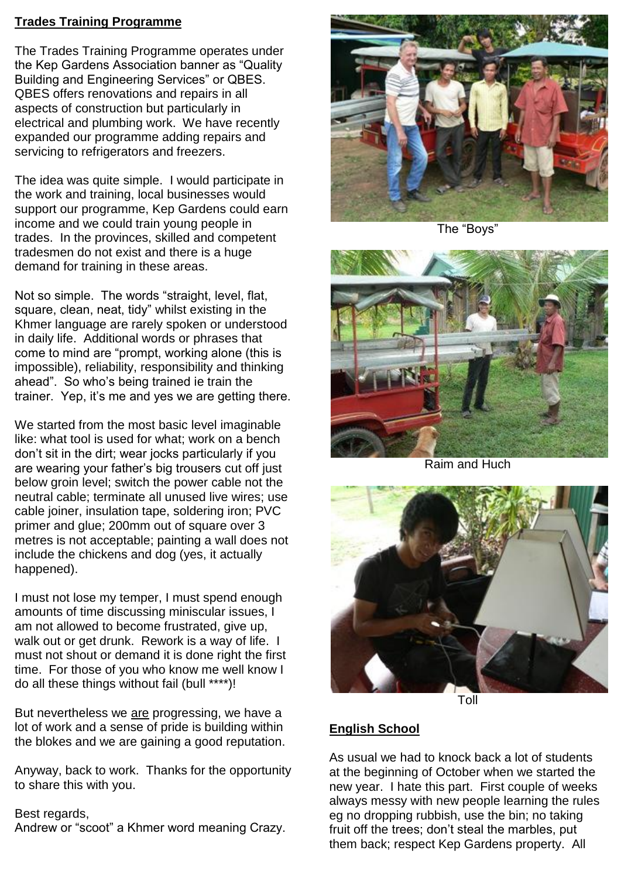## Trades Training Programme

The Trades Training Programme operates under the Kep Gardens Association banner as "Quality Building and Engineering Services" or QBES. QBES offers renovations and repairs in all aspects of construction but particularly in electrical and plumbing work. We have recently expanded our programme adding repairs and servicing to refrigerators and freezers.

The idea was quite simple. I would participate in the work and training, local businesses would support our programme, Kep Gardens could earn income and we could train young people in trades. In the provinces, skilled and competent tradesmen do not exist and there is a huge demand for training in these areas.

Not so simple. The words "straight, level, flat, square, clean, neat, tidy" whilst existing in the Khmer language are rarely spoken or understood in daily life. Additional words or phrases that come to mind are "prompt, working alone (this is impossible), reliability, responsibility and thinking ahead". So who's being trained ie train the trainer. Yep, it's me and yes we are getting there.

We started from the most basic level imaginable like: what tool is used for what; work on a bench don't sit in the dirt; wear jocks particularly if you are wearing your father's big trousers cut off just below groin level; switch the power cable not the neutral cable; terminate all unused live wires; use cable joiner, insulation tape, soldering iron; PVC primer and glue; 200mm out of square over 3 metres is not acceptable; painting a wall does not include the chickens and dog (yes, it actually happened).

I must not lose my temper, I must spend enough amounts of time discussing miniscular issues, I am not allowed to become frustrated, give up, walk out or get drunk. Rework is a way of life. I must not shout or demand it is done right the first time. For those of you who know me well know I do all these things without fail (bull ****)!

But nevertheless we <u>are</u> progressing, we have a lot of work and a sense of pride is building within the blokes and we are gaining a good reputation.

Anyway, back to work. Thanks for the opportunity to share this with you.

Best regards,
Andrew or "scoot" a Khmer word meaning Crazy.

The "Boys"

Raim and Huch

Toll

## English School

As usual we had to knock back a lot of students at the beginning of October when we started the new year. I hate this part. First couple of weeks always messy with new people learning the rules eg no dropping rubbish, use the bin; no taking fruit off the trees; don't steal the marbles, put them back; respect Kep Gardens property. All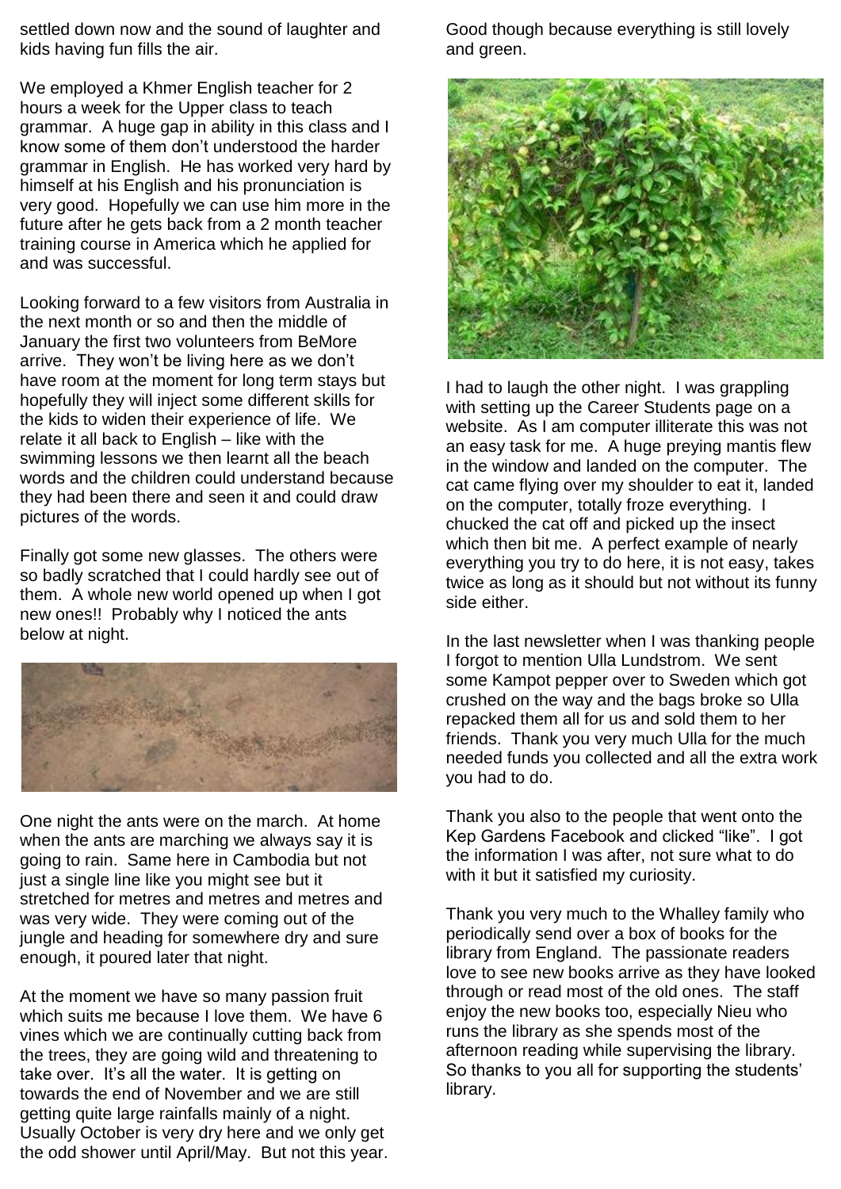settled down now and the sound of laughter and kids having fun fills the air.

We employed a Khmer English teacher for 2 hours a week for the Upper class to teach grammar. A huge gap in ability in this class and I know some of them don't understood the harder grammar in English. He has worked very hard by himself at his English and his pronunciation is very good. Hopefully we can use him more in the future after he gets back from a 2 month teacher training course in America which he applied for and was successful.

Looking forward to a few visitors from Australia in the next month or so and then the middle of January the first two volunteers from BeMore arrive. They won't be living here as we don't have room at the moment for long term stays but hopefully they will inject some different skills for the kids to widen their experience of life. We relate it all back to English – like with the swimming lessons we then learnt all the beach words and the children could understand because they had been there and seen it and could draw pictures of the words.

Finally got some new glasses. The others were so badly scratched that I could hardly see out of them. A whole new world opened up when I got new ones!! Probably why I noticed the ants below at night.

One night the ants were on the march. At home when the ants are marching we always say it is going to rain. Same here in Cambodia but not just a single line like you might see but it stretched for metres and metres and metres and was very wide. They were coming out of the jungle and heading for somewhere dry and sure enough, it poured later that night.

At the moment we have so many passion fruit which suits me because I love them. We have 6 vines which we are continually cutting back from the trees, they are going wild and threatening to take over. It's all the water. It is getting on towards the end of November and we are still getting quite large rainfalls mainly of a night. Usually October is very dry here and we only get the odd shower until April/May. But not this year. Good though because everything is still lovely and green.

I had to laugh the other night. I was grappling with setting up the Career Students page on a website. As I am computer illiterate this was not an easy task for me. A huge preying mantis flew in the window and landed on the computer. The cat came flying over my shoulder to eat it, landed on the computer, totally froze everything. I chucked the cat off and picked up the insect which then bit me. A perfect example of nearly everything you try to do here, it is not easy, takes twice as long as it should but not without its funny side either.

In the last newsletter when I was thanking people I forgot to mention Ulla Lundstrom. We sent some Kampot pepper over to Sweden which got crushed on the way and the bags broke so Ulla repacked them all for us and sold them to her friends. Thank you very much Ulla for the much needed funds you collected and all the extra work you had to do.

Thank you also to the people that went onto the Kep Gardens Facebook and clicked "like". I got the information I was after, not sure what to do with it but it satisfied my curiosity.

Thank you very much to the Whalley family who periodically send over a box of books for the library from England. The passionate readers love to see new books arrive as they have looked through or read most of the old ones. The staff enjoy the new books too, especially Nieu who runs the library as she spends most of the afternoon reading while supervising the library. So thanks to you all for supporting the students' library.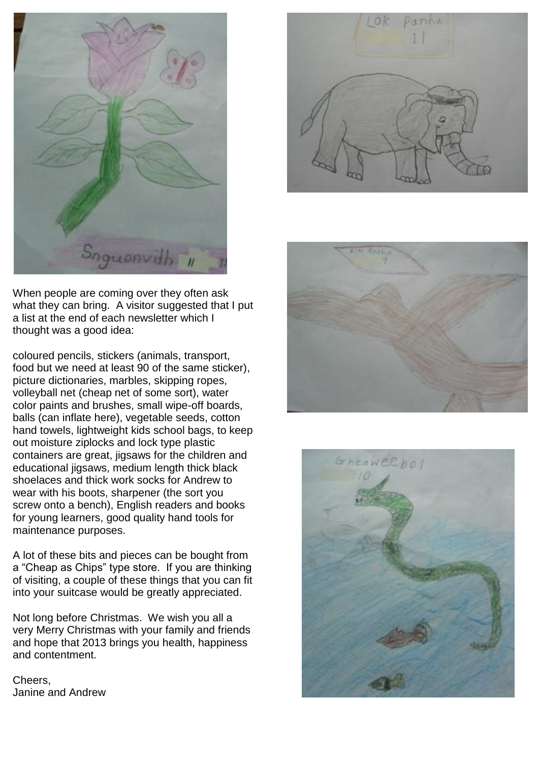When people are coming over they often ask what they can bring. A visitor suggested that I put a list at the end of each newsletter which I thought was a good idea:

coloured pencils, stickers (animals, transport, food but we need at least 90 of the same sticker), picture dictionaries, marbles, skipping ropes, volleyball net (cheap net of some sort), water color paints and brushes, small wipe-off boards, balls (can inflate here), vegetable seeds, cotton hand towels, lightweight kids school bags, to keep out moisture ziplocks and lock type plastic containers are great, jigsaws for the children and educational jigsaws, medium length thick black shoelaces and thick work socks for Andrew to wear with his boots, sharpener (the sort you screw onto a bench), English readers and books for young learners, good quality hand tools for maintenance purposes.

A lot of these bits and pieces can be bought from a "Cheap as Chips" type store. If you are thinking of visiting, a couple of these things that you can fit into your suitcase would be greatly appreciated.

Not long before Christmas. We wish you all a very Merry Christmas with your family and friends and hope that 2013 brings you health, happiness and contentment.

Cheers,
Janine and Andrew